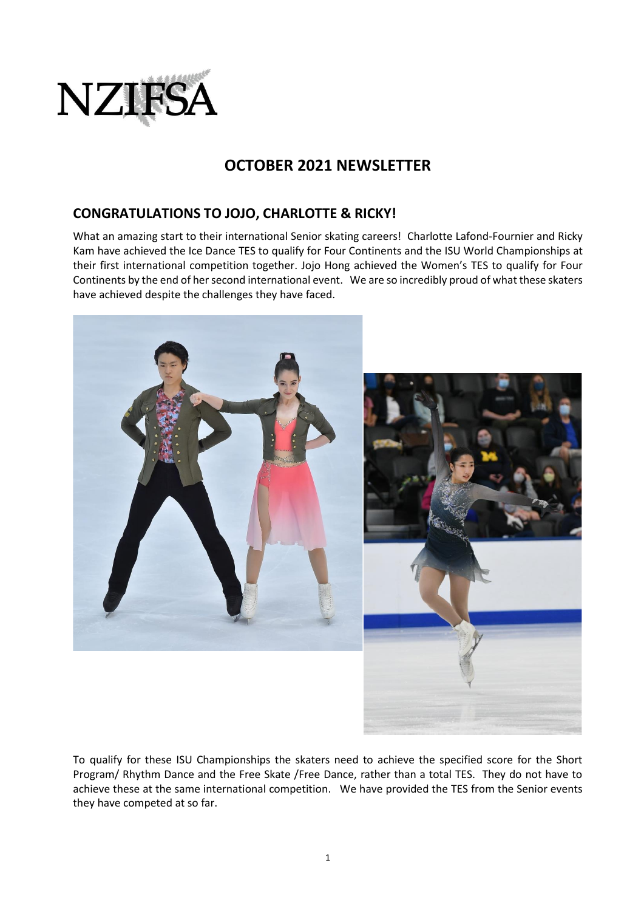NZIFSA

# OCTOBER 2021 NEWSLETTER

## CONGRATULATIONS TO JOJO, CHARLOTTE & RICKY!

What an amazing start to their international Senior skating careers! Charlotte Lafond-Fournier and Ricky Kam have achieved the Ice Dance TES to qualify for Four Continents and the ISU World Championships at their first international competition together. Jojo Hong achieved the Women's TES to qualify for Four Continents by the end of her second international event. We are so incredibly proud of what these skaters have achieved despite the challenges they have faced.

To qualify for these ISU Championships the skaters need to achieve the specified score for the Short Program/ Rhythm Dance and the Free Skate /Free Dance, rather than a total TES. They do not have to achieve these at the same international competition. We have provided the TES from the Senior events they have competed at so far.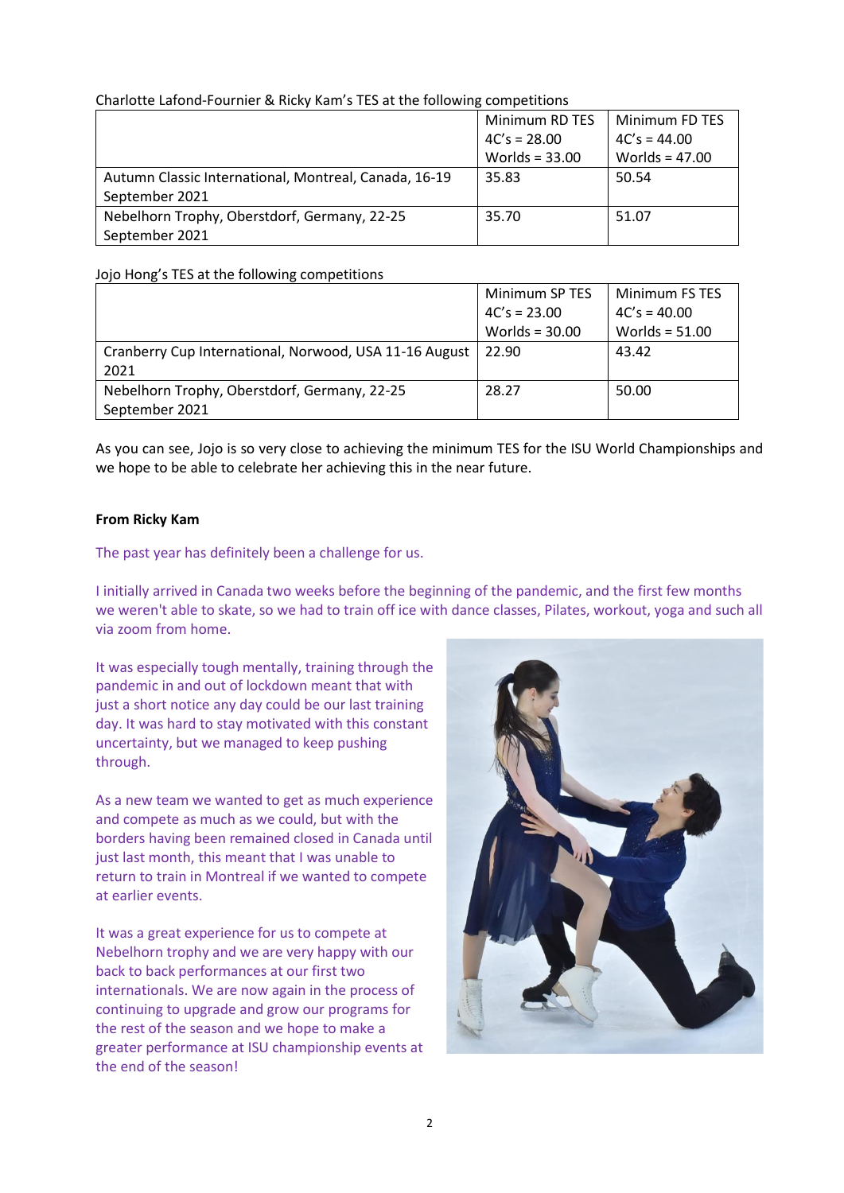Charlotte Lafond-Fournier & Ricky Kam's TES at the following competitions

| | Minimum RD TES 4C's = 28.00 Worlds = 33.00 | Minimum FD TES 4C's = 44.00 Worlds = 47.00 |
|---|---|---|
| Autumn Classic International, Montreal, Canada, 16-19 September 2021 | 35.83 | 50.54 |
| Nebelhorn Trophy, Oberstdorf, Germany, 22-25 September 2021 | 35.70 | 51.07 |

Jojo Hong's TES at the following competitions

| | Minimum SP TES 4C's = 23.00 Worlds = 30.00 | Minimum FS TES 4C's = 40.00 Worlds = 51.00 |
|---|---|---|
| Cranberry Cup International, Norwood, USA 11-16 August 2021 | 22.90 | 43.42 |
| Nebelhorn Trophy, Oberstdorf, Germany, 22-25 September 2021 | 28.27 | 50.00 |

As you can see, Jojo is so very close to achieving the minimum TES for the ISU World Championships and we hope to be able to celebrate her achieving this in the near future.

**From Ricky Kam**

The past year has definitely been a challenge for us.

I initially arrived in Canada two weeks before the beginning of the pandemic, and the first few months we weren't able to skate, so we had to train off ice with dance classes, Pilates, workout, yoga and such all via zoom from home.

It was especially tough mentally, training through the pandemic in and out of lockdown meant that with just a short notice any day could be our last training day. It was hard to stay motivated with this constant uncertainty, but we managed to keep pushing through.

As a new team we wanted to get as much experience and compete as much as we could, but with the borders having been remained closed in Canada until just last month, this meant that I was unable to return to train in Montreal if we wanted to compete at earlier events.

It was a great experience for us to compete at Nebelhorn trophy and we are very happy with our back to back performances at our first two internationals. We are now again in the process of continuing to upgrade and grow our programs for the rest of the season and we hope to make a greater performance at ISU championship events at the end of the season!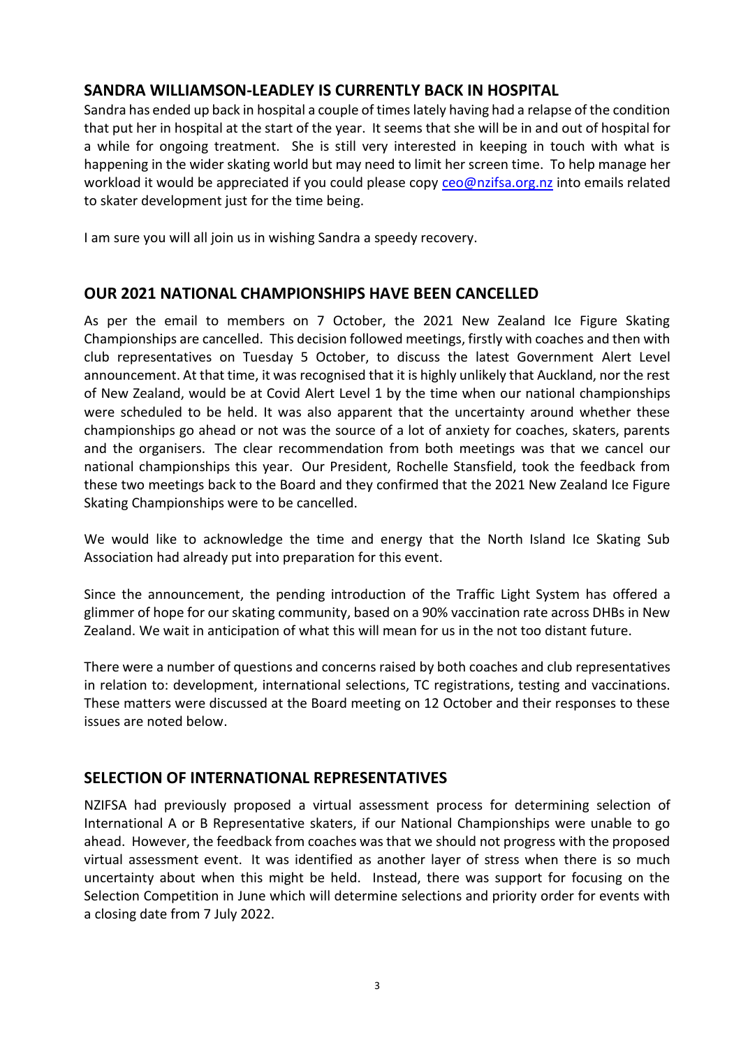## SANDRA WILLIAMSON-LEADLEY IS CURRENTLY BACK IN HOSPITAL

Sandra has ended up back in hospital a couple of times lately having had a relapse of the condition that put her in hospital at the start of the year. It seems that she will be in and out of hospital for a while for ongoing treatment. She is still very interested in keeping in touch with what is happening in the wider skating world but may need to limit her screen time. To help manage her workload it would be appreciated if you could please copy ceo@nzifsa.org.nz into emails related to skater development just for the time being.

I am sure you will all join us in wishing Sandra a speedy recovery.

## OUR 2021 NATIONAL CHAMPIONSHIPS HAVE BEEN CANCELLED

As per the email to members on 7 October, the 2021 New Zealand Ice Figure Skating Championships are cancelled. This decision followed meetings, firstly with coaches and then with club representatives on Tuesday 5 October, to discuss the latest Government Alert Level announcement. At that time, it was recognised that it is highly unlikely that Auckland, nor the rest of New Zealand, would be at Covid Alert Level 1 by the time when our national championships were scheduled to be held. It was also apparent that the uncertainty around whether these championships go ahead or not was the source of a lot of anxiety for coaches, skaters, parents and the organisers. The clear recommendation from both meetings was that we cancel our national championships this year. Our President, Rochelle Stansfield, took the feedback from these two meetings back to the Board and they confirmed that the 2021 New Zealand Ice Figure Skating Championships were to be cancelled.

We would like to acknowledge the time and energy that the North Island Ice Skating Sub Association had already put into preparation for this event.

Since the announcement, the pending introduction of the Traffic Light System has offered a glimmer of hope for our skating community, based on a 90% vaccination rate across DHBs in New Zealand. We wait in anticipation of what this will mean for us in the not too distant future.

There were a number of questions and concerns raised by both coaches and club representatives in relation to: development, international selections, TC registrations, testing and vaccinations. These matters were discussed at the Board meeting on 12 October and their responses to these issues are noted below.

## SELECTION OF INTERNATIONAL REPRESENTATIVES

NZIFSA had previously proposed a virtual assessment process for determining selection of International A or B Representative skaters, if our National Championships were unable to go ahead. However, the feedback from coaches was that we should not progress with the proposed virtual assessment event. It was identified as another layer of stress when there is so much uncertainty about when this might be held. Instead, there was support for focusing on the Selection Competition in June which will determine selections and priority order for events with a closing date from 7 July 2022.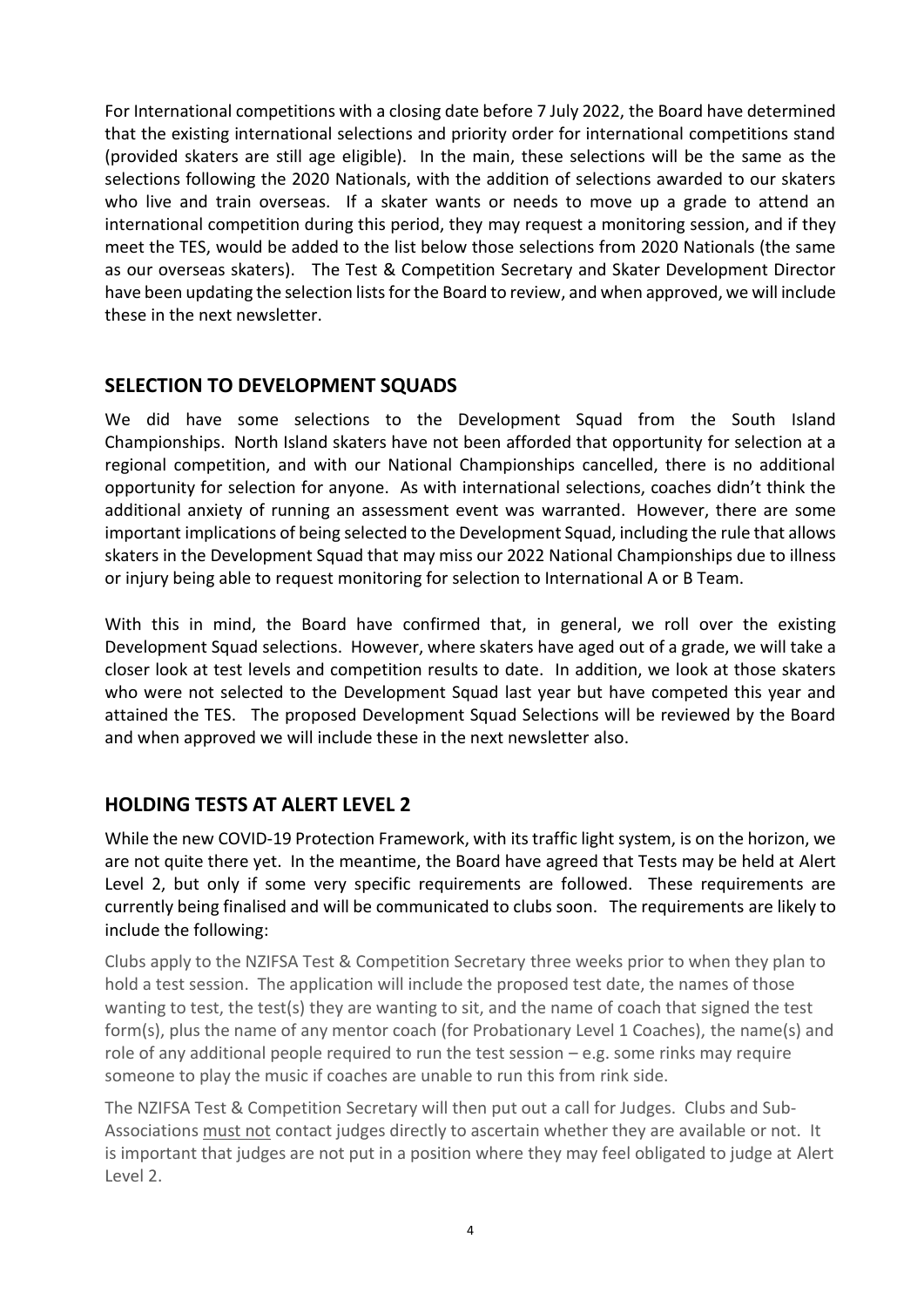For International competitions with a closing date before 7 July 2022, the Board have determined that the existing international selections and priority order for international competitions stand (provided skaters are still age eligible). In the main, these selections will be the same as the selections following the 2020 Nationals, with the addition of selections awarded to our skaters who live and train overseas. If a skater wants or needs to move up a grade to attend an international competition during this period, they may request a monitoring session, and if they meet the TES, would be added to the list below those selections from 2020 Nationals (the same as our overseas skaters). The Test & Competition Secretary and Skater Development Director have been updating the selection lists for the Board to review, and when approved, we will include these in the next newsletter.

## SELECTION TO DEVELOPMENT SQUADS

We did have some selections to the Development Squad from the South Island Championships. North Island skaters have not been afforded that opportunity for selection at a regional competition, and with our National Championships cancelled, there is no additional opportunity for selection for anyone. As with international selections, coaches didn't think the additional anxiety of running an assessment event was warranted. However, there are some important implications of being selected to the Development Squad, including the rule that allows skaters in the Development Squad that may miss our 2022 National Championships due to illness or injury being able to request monitoring for selection to International A or B Team.

With this in mind, the Board have confirmed that, in general, we roll over the existing Development Squad selections. However, where skaters have aged out of a grade, we will take a closer look at test levels and competition results to date. In addition, we look at those skaters who were not selected to the Development Squad last year but have competed this year and attained the TES. The proposed Development Squad Selections will be reviewed by the Board and when approved we will include these in the next newsletter also.

## HOLDING TESTS AT ALERT LEVEL 2

While the new COVID-19 Protection Framework, with its traffic light system, is on the horizon, we are not quite there yet. In the meantime, the Board have agreed that Tests may be held at Alert Level 2, but only if some very specific requirements are followed. These requirements are currently being finalised and will be communicated to clubs soon. The requirements are likely to include the following:

Clubs apply to the NZIFSA Test & Competition Secretary three weeks prior to when they plan to hold a test session. The application will include the proposed test date, the names of those wanting to test, the test(s) they are wanting to sit, and the name of coach that signed the test form(s), plus the name of any mentor coach (for Probationary Level 1 Coaches), the name(s) and role of any additional people required to run the test session – e.g. some rinks may require someone to play the music if coaches are unable to run this from rink side.

The NZIFSA Test & Competition Secretary will then put out a call for Judges. Clubs and Sub-Associations <u>must not</u> contact judges directly to ascertain whether they are available or not. It is important that judges are not put in a position where they may feel obligated to judge at Alert Level 2.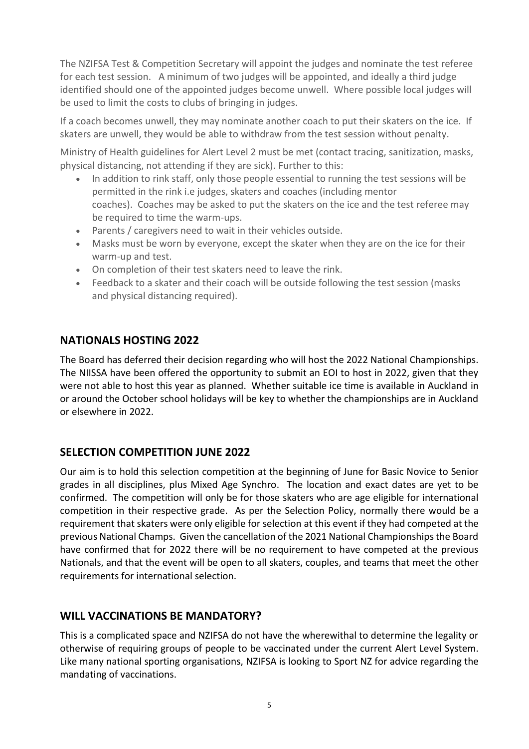The NZIFSA Test & Competition Secretary will appoint the judges and nominate the test referee for each test session. A minimum of two judges will be appointed, and ideally a third judge identified should one of the appointed judges become unwell. Where possible local judges will be used to limit the costs to clubs of bringing in judges.

If a coach becomes unwell, they may nominate another coach to put their skaters on the ice. If skaters are unwell, they would be able to withdraw from the test session without penalty.

Ministry of Health guidelines for Alert Level 2 must be met (contact tracing, sanitization, masks, physical distancing, not attending if they are sick). Further to this:

- In addition to rink staff, only those people essential to running the test sessions will be permitted in the rink i.e judges, skaters and coaches (including mentor coaches). Coaches may be asked to put the skaters on the ice and the test referee may be required to time the warm-ups.
- Parents / caregivers need to wait in their vehicles outside.
- Masks must be worn by everyone, except the skater when they are on the ice for their warm-up and test.
- On completion of their test skaters need to leave the rink.
- Feedback to a skater and their coach will be outside following the test session (masks and physical distancing required).

## NATIONALS HOSTING 2022

The Board has deferred their decision regarding who will host the 2022 National Championships. The NIISSA have been offered the opportunity to submit an EOI to host in 2022, given that they were not able to host this year as planned. Whether suitable ice time is available in Auckland in or around the October school holidays will be key to whether the championships are in Auckland or elsewhere in 2022.

## SELECTION COMPETITION JUNE 2022

Our aim is to hold this selection competition at the beginning of June for Basic Novice to Senior grades in all disciplines, plus Mixed Age Synchro. The location and exact dates are yet to be confirmed. The competition will only be for those skaters who are age eligible for international competition in their respective grade. As per the Selection Policy, normally there would be a requirement that skaters were only eligible for selection at this event if they had competed at the previous National Champs. Given the cancellation of the 2021 National Championships the Board have confirmed that for 2022 there will be no requirement to have competed at the previous Nationals, and that the event will be open to all skaters, couples, and teams that meet the other requirements for international selection.

## WILL VACCINATIONS BE MANDATORY?

This is a complicated space and NZIFSA do not have the wherewithal to determine the legality or otherwise of requiring groups of people to be vaccinated under the current Alert Level System. Like many national sporting organisations, NZIFSA is looking to Sport NZ for advice regarding the mandating of vaccinations.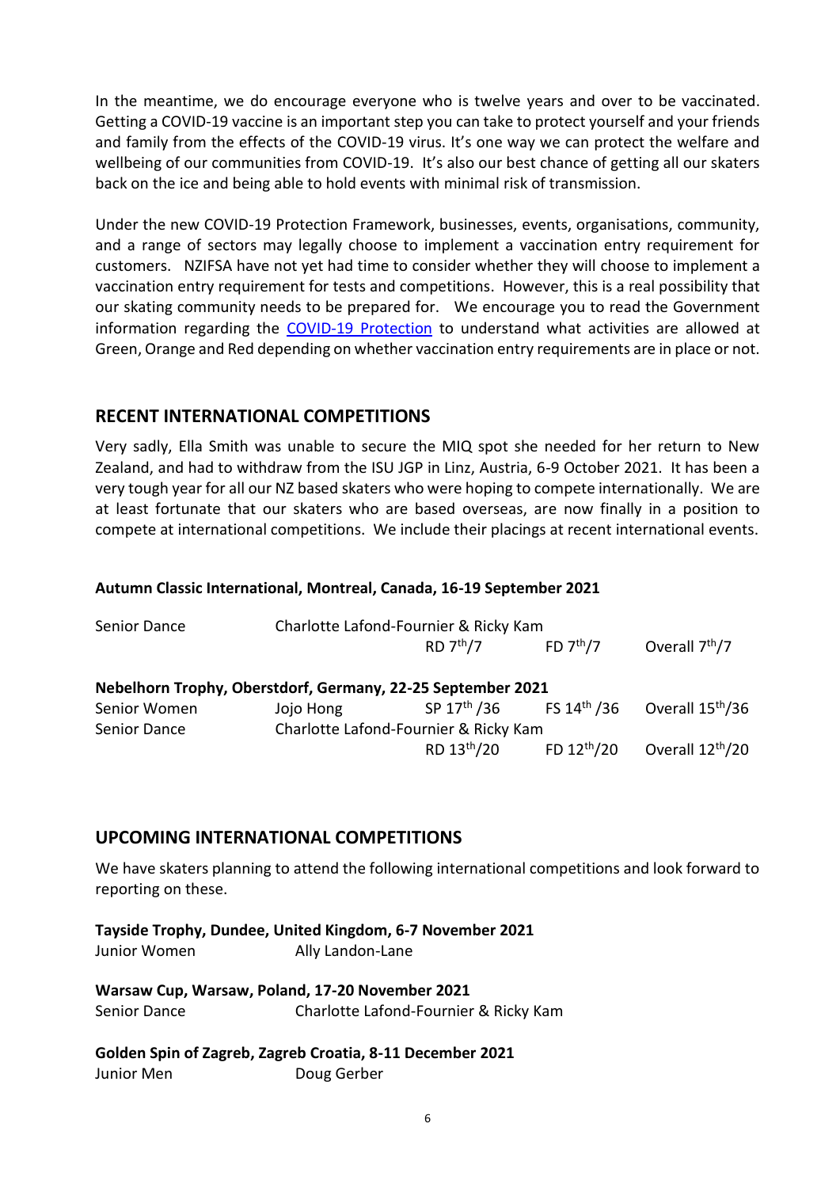In the meantime, we do encourage everyone who is twelve years and over to be vaccinated. Getting a COVID-19 vaccine is an important step you can take to protect yourself and your friends and family from the effects of the COVID-19 virus. It's one way we can protect the welfare and wellbeing of our communities from COVID-19. It's also our best chance of getting all our skaters back on the ice and being able to hold events with minimal risk of transmission.

Under the new COVID-19 Protection Framework, businesses, events, organisations, community, and a range of sectors may legally choose to implement a vaccination entry requirement for customers. NZIFSA have not yet had time to consider whether they will choose to implement a vaccination entry requirement for tests and competitions. However, this is a real possibility that our skating community needs to be prepared for. We encourage you to read the Government information regarding the COVID-19 Protection to understand what activities are allowed at Green, Orange and Red depending on whether vaccination entry requirements are in place or not.

## RECENT INTERNATIONAL COMPETITIONS

Very sadly, Ella Smith was unable to secure the MIQ spot she needed for her return to New Zealand, and had to withdraw from the ISU JGP in Linz, Austria, 6-9 October 2021. It has been a very tough year for all our NZ based skaters who were hoping to compete internationally. We are at least fortunate that our skaters who are based overseas, are now finally in a position to compete at international competitions. We include their placings at recent international events.

**Autumn Classic International, Montreal, Canada, 16-19 September 2021**

| Senior Dance | Charlotte Lafond-Fournier & Ricky Kam | | | |
|---|---|---|---|---|
| | | RD 7th/7 | FD 7th/7 | Overall 7th/7 |

**Nebelhorn Trophy, Oberstdorf, Germany, 22-25 September 2021**

| Senior Women | Jojo Hong | SP 17th /36 | FS 14th /36 | Overall 15th/36 |
|---|---|---|---|---|
| Senior Dance | Charlotte Lafond-Fournier & Ricky Kam | | | |
| | | RD 13th/20 | FD 12th/20 | Overall 12th/20 |

## UPCOMING INTERNATIONAL COMPETITIONS

We have skaters planning to attend the following international competitions and look forward to reporting on these.

**Tayside Trophy, Dundee, United Kingdom, 6-7 November 2021**
Junior Women Ally Landon-Lane

**Warsaw Cup, Warsaw, Poland, 17-20 November 2021**
Senior Dance Charlotte Lafond-Fournier & Ricky Kam

**Golden Spin of Zagreb, Zagreb Croatia, 8-11 December 2021**
Junior Men Doug Gerber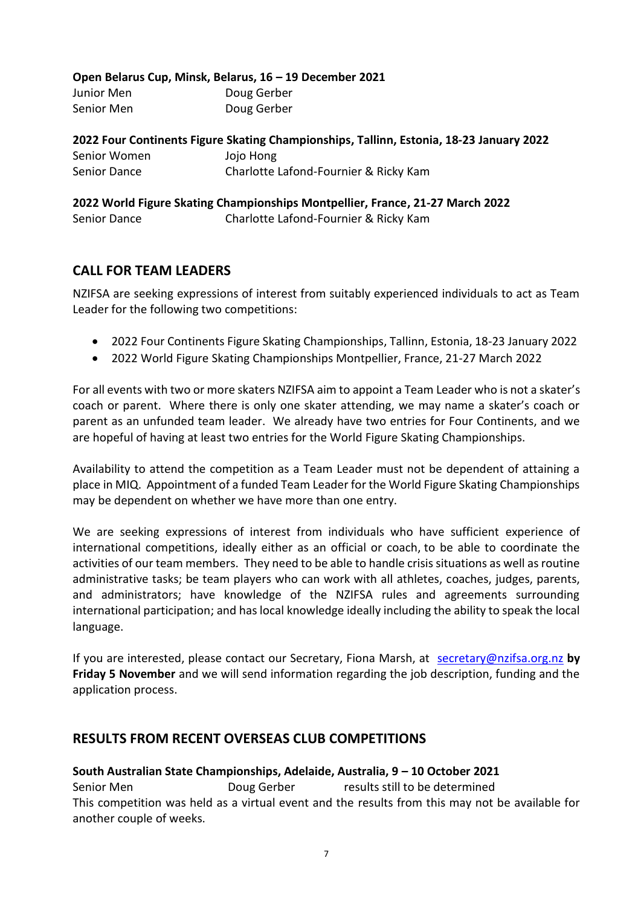**Open Belarus Cup, Minsk, Belarus, 16 – 19 December 2021**

| | |
|---|---|
| Junior Men | Doug Gerber |
| Senior Men | Doug Gerber |

**2022 Four Continents Figure Skating Championships, Tallinn, Estonia, 18-23 January 2022**

| | |
|---|---|
| Senior Women | Jojo Hong |
| Senior Dance | Charlotte Lafond-Fournier & Ricky Kam |

**2022 World Figure Skating Championships Montpellier, France, 21-27 March 2022**

| | |
|---|---|
| Senior Dance | Charlotte Lafond-Fournier & Ricky Kam |

## CALL FOR TEAM LEADERS

NZIFSA are seeking expressions of interest from suitably experienced individuals to act as Team Leader for the following two competitions:

- 2022 Four Continents Figure Skating Championships, Tallinn, Estonia, 18-23 January 2022
- 2022 World Figure Skating Championships Montpellier, France, 21-27 March 2022

For all events with two or more skaters NZIFSA aim to appoint a Team Leader who is not a skater's coach or parent. Where there is only one skater attending, we may name a skater's coach or parent as an unfunded team leader. We already have two entries for Four Continents, and we are hopeful of having at least two entries for the World Figure Skating Championships.

Availability to attend the competition as a Team Leader must not be dependent of attaining a place in MIQ. Appointment of a funded Team Leader for the World Figure Skating Championships may be dependent on whether we have more than one entry.

We are seeking expressions of interest from individuals who have sufficient experience of international competitions, ideally either as an official or coach, to be able to coordinate the activities of our team members. They need to be able to handle crisis situations as well as routine administrative tasks; be team players who can work with all athletes, coaches, judges, parents, and administrators; have knowledge of the NZIFSA rules and agreements surrounding international participation; and has local knowledge ideally including the ability to speak the local language.

If you are interested, please contact our Secretary, Fiona Marsh, at secretary@nzifsa.org.nz **by Friday 5 November** and we will send information regarding the job description, funding and the application process.

## RESULTS FROM RECENT OVERSEAS CLUB COMPETITIONS

**South Australian State Championships, Adelaide, Australia, 9 – 10 October 2021**

| | | |
|---|---|---|
| Senior Men | Doug Gerber | results still to be determined |

This competition was held as a virtual event and the results from this may not be available for another couple of weeks.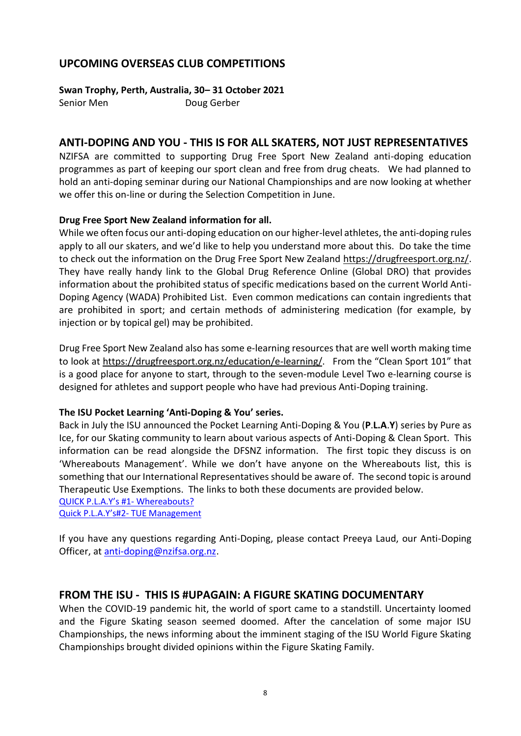## UPCOMING OVERSEAS CLUB COMPETITIONS

**Swan Trophy, Perth, Australia, 30– 31 October 2021**

Senior Men Doug Gerber

## ANTI-DOPING AND YOU - THIS IS FOR ALL SKATERS, NOT JUST REPRESENTATIVES

NZIFSA are committed to supporting Drug Free Sport New Zealand anti-doping education programmes as part of keeping our sport clean and free from drug cheats. We had planned to hold an anti-doping seminar during our National Championships and are now looking at whether we offer this on-line or during the Selection Competition in June.

**Drug Free Sport New Zealand information for all.**

While we often focus our anti-doping education on our higher-level athletes, the anti-doping rules apply to all our skaters, and we'd like to help you understand more about this. Do take the time to check out the information on the Drug Free Sport New Zealand https://drugfreesport.org.nz/. They have really handy link to the Global Drug Reference Online (Global DRO) that provides information about the prohibited status of specific medications based on the current World Anti-Doping Agency (WADA) Prohibited List. Even common medications can contain ingredients that are prohibited in sport; and certain methods of administering medication (for example, by injection or by topical gel) may be prohibited.

Drug Free Sport New Zealand also has some e-learning resources that are well worth making time to look at https://drugfreesport.org.nz/education/e-learning/. From the "Clean Sport 101" that is a good place for anyone to start, through to the seven-module Level Two e-learning course is designed for athletes and support people who have had previous Anti-Doping training.

**The ISU Pocket Learning 'Anti-Doping & You' series.**

Back in July the ISU announced the Pocket Learning Anti-Doping & You (**P**.**L.A**.**Y**) series by Pure as Ice, for our Skating community to learn about various aspects of Anti-Doping & Clean Sport. This information can be read alongside the DFSNZ information. The first topic they discuss is on 'Whereabouts Management'. While we don't have anyone on the Whereabouts list, this is something that our International Representatives should be aware of. The second topic is around Therapeutic Use Exemptions. The links to both these documents are provided below.

QUICK P.L.A.Y's #1- Whereabouts?
Quick P.L.A.Y's#2- TUE Management

If you have any questions regarding Anti-Doping, please contact Preeya Laud, our Anti-Doping Officer, at anti-doping@nzifsa.org.nz.

## FROM THE ISU - THIS IS #UPAGAIN: A FIGURE SKATING DOCUMENTARY

When the COVID-19 pandemic hit, the world of sport came to a standstill. Uncertainty loomed and the Figure Skating season seemed doomed. After the cancelation of some major ISU Championships, the news informing about the imminent staging of the ISU World Figure Skating Championships brought divided opinions within the Figure Skating Family.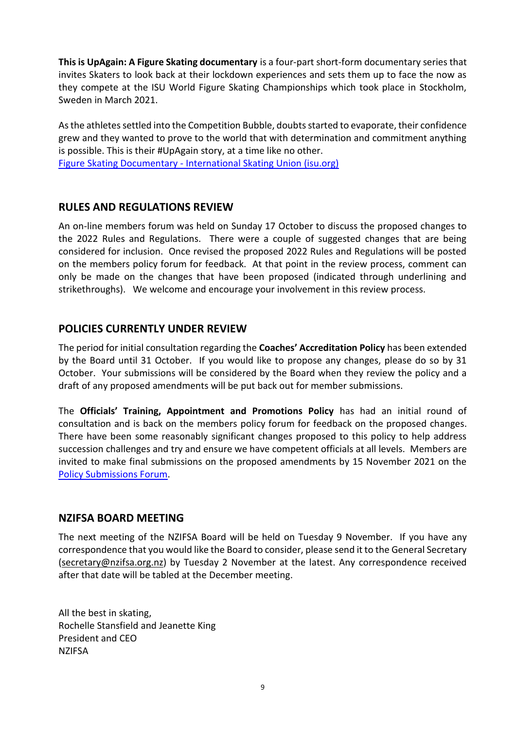**This is UpAgain: A Figure Skating documentary** is a four-part short-form documentary series that invites Skaters to look back at their lockdown experiences and sets them up to face the now as they compete at the ISU World Figure Skating Championships which took place in Stockholm, Sweden in March 2021.

As the athletes settled into the Competition Bubble, doubts started to evaporate, their confidence grew and they wanted to prove to the world that with determination and commitment anything is possible. This is their #UpAgain story, at a time like no other.
Figure Skating Documentary - International Skating Union (isu.org)

## RULES AND REGULATIONS REVIEW

An on-line members forum was held on Sunday 17 October to discuss the proposed changes to the 2022 Rules and Regulations. There were a couple of suggested changes that are being considered for inclusion. Once revised the proposed 2022 Rules and Regulations will be posted on the members policy forum for feedback. At that point in the review process, comment can only be made on the changes that have been proposed (indicated through underlining and strikethroughs). We welcome and encourage your involvement in this review process.

## POLICIES CURRENTLY UNDER REVIEW

The period for initial consultation regarding the **Coaches' Accreditation Policy** has been extended by the Board until 31 October. If you would like to propose any changes, please do so by 31 October. Your submissions will be considered by the Board when they review the policy and a draft of any proposed amendments will be put back out for member submissions.

The **Officials' Training, Appointment and Promotions Policy** has had an initial round of consultation and is back on the members policy forum for feedback on the proposed changes. There have been some reasonably significant changes proposed to this policy to help address succession challenges and try and ensure we have competent officials at all levels. Members are invited to make final submissions on the proposed amendments by 15 November 2021 on the Policy Submissions Forum.

## NZIFSA BOARD MEETING

The next meeting of the NZIFSA Board will be held on Tuesday 9 November. If you have any correspondence that you would like the Board to consider, please send it to the General Secretary (secretary@nzifsa.org.nz) by Tuesday 2 November at the latest. Any correspondence received after that date will be tabled at the December meeting.

All the best in skating,
Rochelle Stansfield and Jeanette King
President and CEO
NZIFSA